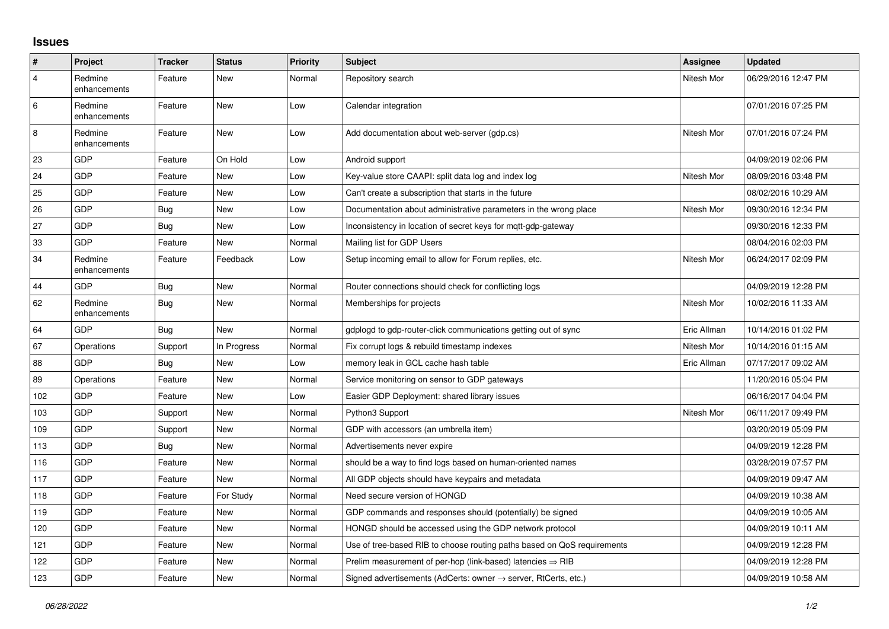## Issues

| # | Project | Tracker | Status | Priority | Subject | Assignee | Updated |
|---|---|---|---|---|---|---|---|
| 4 | Redmine enhancements | Feature | New | Normal | Repository search | Nitesh Mor | 06/29/2016 12:47 PM |
| 6 | Redmine enhancements | Feature | New | Low | Calendar integration | | 07/01/2016 07:25 PM |
| 8 | Redmine enhancements | Feature | New | Low | Add documentation about web-server (gdp.cs) | Nitesh Mor | 07/01/2016 07:24 PM |
| 23 | GDP | Feature | On Hold | Low | Android support | | 04/09/2019 02:06 PM |
| 24 | GDP | Feature | New | Low | Key-value store CAAPI: split data log and index log | Nitesh Mor | 08/09/2016 03:48 PM |
| 25 | GDP | Feature | New | Low | Can't create a subscription that starts in the future | | 08/02/2016 10:29 AM |
| 26 | GDP | Bug | New | Low | Documentation about administrative parameters in the wrong place | Nitesh Mor | 09/30/2016 12:34 PM |
| 27 | GDP | Bug | New | Low | Inconsistency in location of secret keys for mqtt-gdp-gateway | | 09/30/2016 12:33 PM |
| 33 | GDP | Feature | New | Normal | Mailing list for GDP Users | | 08/04/2016 02:03 PM |
| 34 | Redmine enhancements | Feature | Feedback | Low | Setup incoming email to allow for Forum replies, etc. | Nitesh Mor | 06/24/2017 02:09 PM |
| 44 | GDP | Bug | New | Normal | Router connections should check for conflicting logs | | 04/09/2019 12:28 PM |
| 62 | Redmine enhancements | Bug | New | Normal | Memberships for projects | Nitesh Mor | 10/02/2016 11:33 AM |
| 64 | GDP | Bug | New | Normal | gdplogd to gdp-router-click communications getting out of sync | Eric Allman | 10/14/2016 01:02 PM |
| 67 | Operations | Support | In Progress | Normal | Fix corrupt logs & rebuild timestamp indexes | Nitesh Mor | 10/14/2016 01:15 AM |
| 88 | GDP | Bug | New | Low | memory leak in GCL cache hash table | Eric Allman | 07/17/2017 09:02 AM |
| 89 | Operations | Feature | New | Normal | Service monitoring on sensor to GDP gateways | | 11/20/2016 05:04 PM |
| 102 | GDP | Feature | New | Low | Easier GDP Deployment: shared library issues | | 06/16/2017 04:04 PM |
| 103 | GDP | Support | New | Normal | Python3 Support | Nitesh Mor | 06/11/2017 09:49 PM |
| 109 | GDP | Support | New | Normal | GDP with accessors (an umbrella item) | | 03/20/2019 05:09 PM |
| 113 | GDP | Bug | New | Normal | Advertisements never expire | | 04/09/2019 12:28 PM |
| 116 | GDP | Feature | New | Normal | should be a way to find logs based on human-oriented names | | 03/28/2019 07:57 PM |
| 117 | GDP | Feature | New | Normal | All GDP objects should have keypairs and metadata | | 04/09/2019 09:47 AM |
| 118 | GDP | Feature | For Study | Normal | Need secure version of HONGD | | 04/09/2019 10:38 AM |
| 119 | GDP | Feature | New | Normal | GDP commands and responses should (potentially) be signed | | 04/09/2019 10:05 AM |
| 120 | GDP | Feature | New | Normal | HONGD should be accessed using the GDP network protocol | | 04/09/2019 10:11 AM |
| 121 | GDP | Feature | New | Normal | Use of tree-based RIB to choose routing paths based on QoS requirements | | 04/09/2019 12:28 PM |
| 122 | GDP | Feature | New | Normal | Prelim measurement of per-hop (link-based) latencies ⇒ RIB | | 04/09/2019 12:28 PM |
| 123 | GDP | Feature | New | Normal | Signed advertisements (AdCerts: owner → server, RtCerts, etc.) | | 04/09/2019 10:58 AM |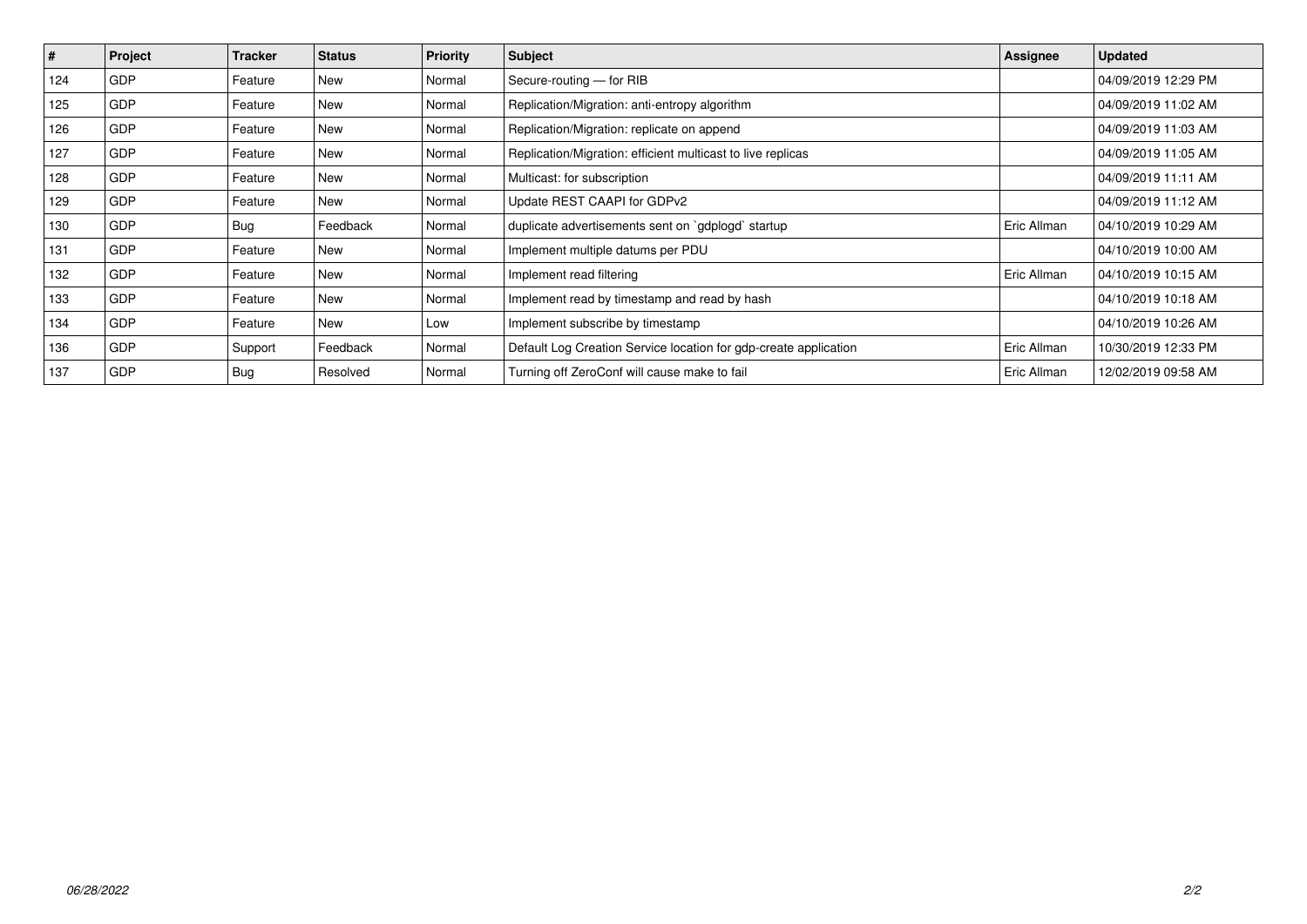| # | Project | Tracker | Status | Priority | Subject | Assignee | Updated |
| --- | --- | --- | --- | --- | --- | --- | --- |
| 124 | GDP | Feature | New | Normal | Secure-routing — for RIB | | 04/09/2019 12:29 PM |
| 125 | GDP | Feature | New | Normal | Replication/Migration: anti-entropy algorithm | | 04/09/2019 11:02 AM |
| 126 | GDP | Feature | New | Normal | Replication/Migration: replicate on append | | 04/09/2019 11:03 AM |
| 127 | GDP | Feature | New | Normal | Replication/Migration: efficient multicast to live replicas | | 04/09/2019 11:05 AM |
| 128 | GDP | Feature | New | Normal | Multicast: for subscription | | 04/09/2019 11:11 AM |
| 129 | GDP | Feature | New | Normal | Update REST CAAPI for GDPv2 | | 04/09/2019 11:12 AM |
| 130 | GDP | Bug | Feedback | Normal | duplicate advertisements sent on `gdplogd` startup | Eric Allman | 04/10/2019 10:29 AM |
| 131 | GDP | Feature | New | Normal | Implement multiple datums per PDU | | 04/10/2019 10:00 AM |
| 132 | GDP | Feature | New | Normal | Implement read filtering | Eric Allman | 04/10/2019 10:15 AM |
| 133 | GDP | Feature | New | Normal | Implement read by timestamp and read by hash | | 04/10/2019 10:18 AM |
| 134 | GDP | Feature | New | Low | Implement subscribe by timestamp | | 04/10/2019 10:26 AM |
| 136 | GDP | Support | Feedback | Normal | Default Log Creation Service location for gdp-create application | Eric Allman | 10/30/2019 12:33 PM |
| 137 | GDP | Bug | Resolved | Normal | Turning off ZeroConf will cause make to fail | Eric Allman | 12/02/2019 09:58 AM |